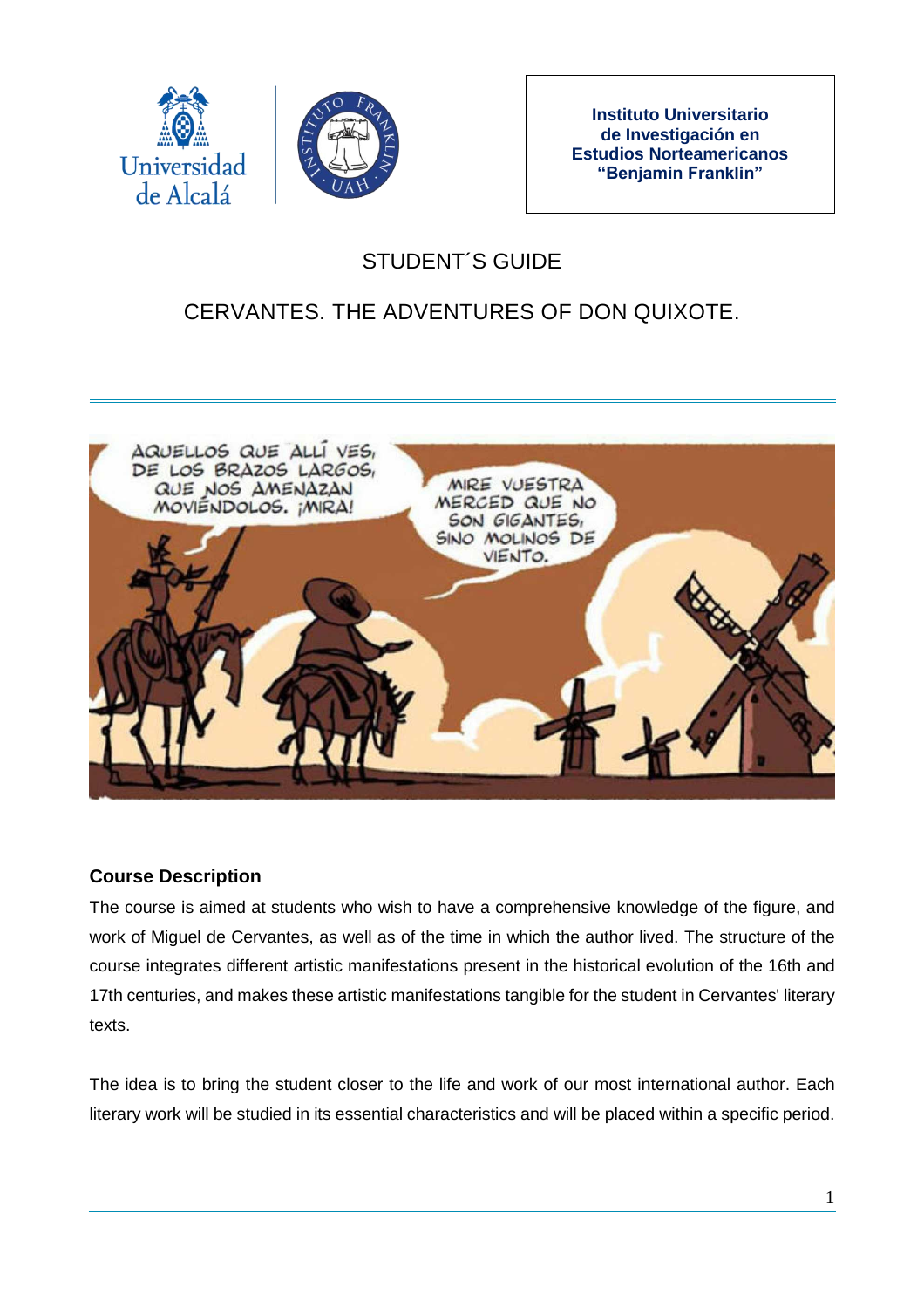**Instituto Universitario de Investigación en Estudios Norteamericanos "Benjamin Franklin"**

# STUDENT´S GUIDE

# CERVANTES. THE ADVENTURES OF DON QUIXOTE.

## Course Description

The course is aimed at students who wish to have a comprehensive knowledge of the figure, and work of Miguel de Cervantes, as well as of the time in which the author lived. The structure of the course integrates different artistic manifestations present in the historical evolution of the 16th and 17th centuries, and makes these artistic manifestations tangible for the student in Cervantes' literary texts.

The idea is to bring the student closer to the life and work of our most international author. Each literary work will be studied in its essential characteristics and will be placed within a specific period.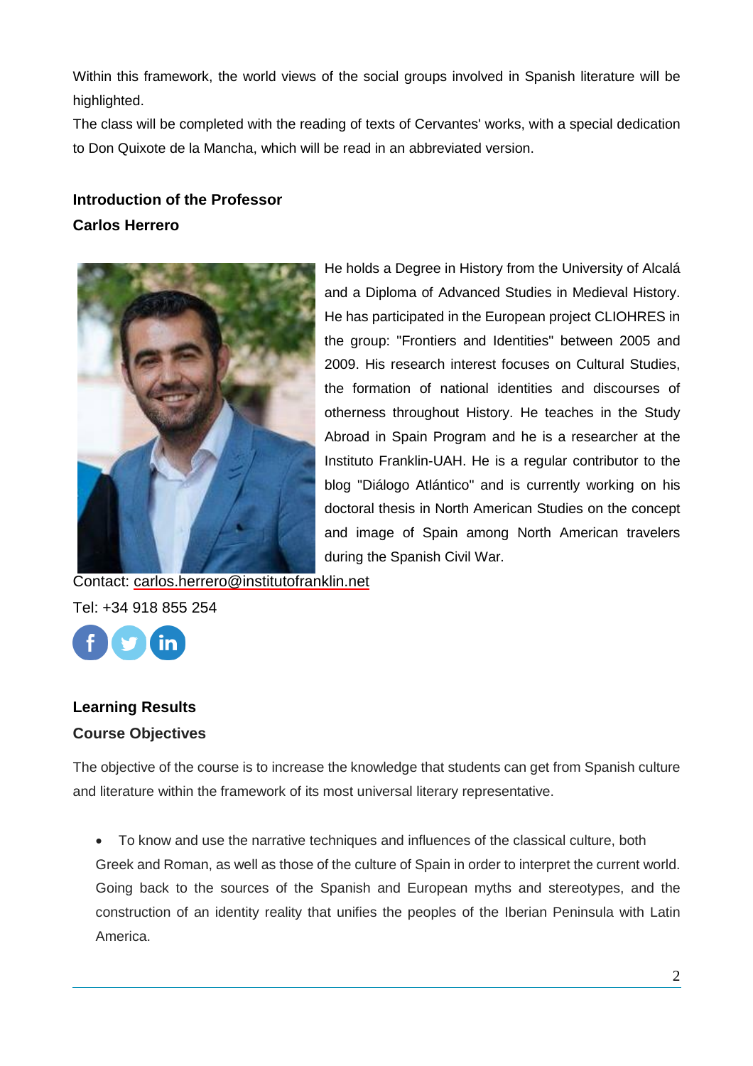Within this framework, the world views of the social groups involved in Spanish literature will be highlighted.

The class will be completed with the reading of texts of Cervantes' works, with a special dedication to Don Quixote de la Mancha, which will be read in an abbreviated version.

## Introduction of the Professor

### Carlos Herrero

He holds a Degree in History from the University of Alcalá and a Diploma of Advanced Studies in Medieval History. He has participated in the European project CLIOHRES in the group: "Frontiers and Identities" between 2005 and 2009. His research interest focuses on Cultural Studies, the formation of national identities and discourses of otherness throughout History. He teaches in the Study Abroad in Spain Program and he is a researcher at the Instituto Franklin-UAH. He is a regular contributor to the blog "Diálogo Atlántico" and is currently working on his doctoral thesis in North American Studies on the concept and image of Spain among North American travelers during the Spanish Civil War.

Contact: carlos.herrero@institutofranklin.net

Tel: +34 918 855 254

## Learning Results

### Course Objectives

The objective of the course is to increase the knowledge that students can get from Spanish culture and literature within the framework of its most universal literary representative.

- To know and use the narrative techniques and influences of the classical culture, both Greek and Roman, as well as those of the culture of Spain in order to interpret the current world. Going back to the sources of the Spanish and European myths and stereotypes, and the construction of an identity reality that unifies the peoples of the Iberian Peninsula with Latin America.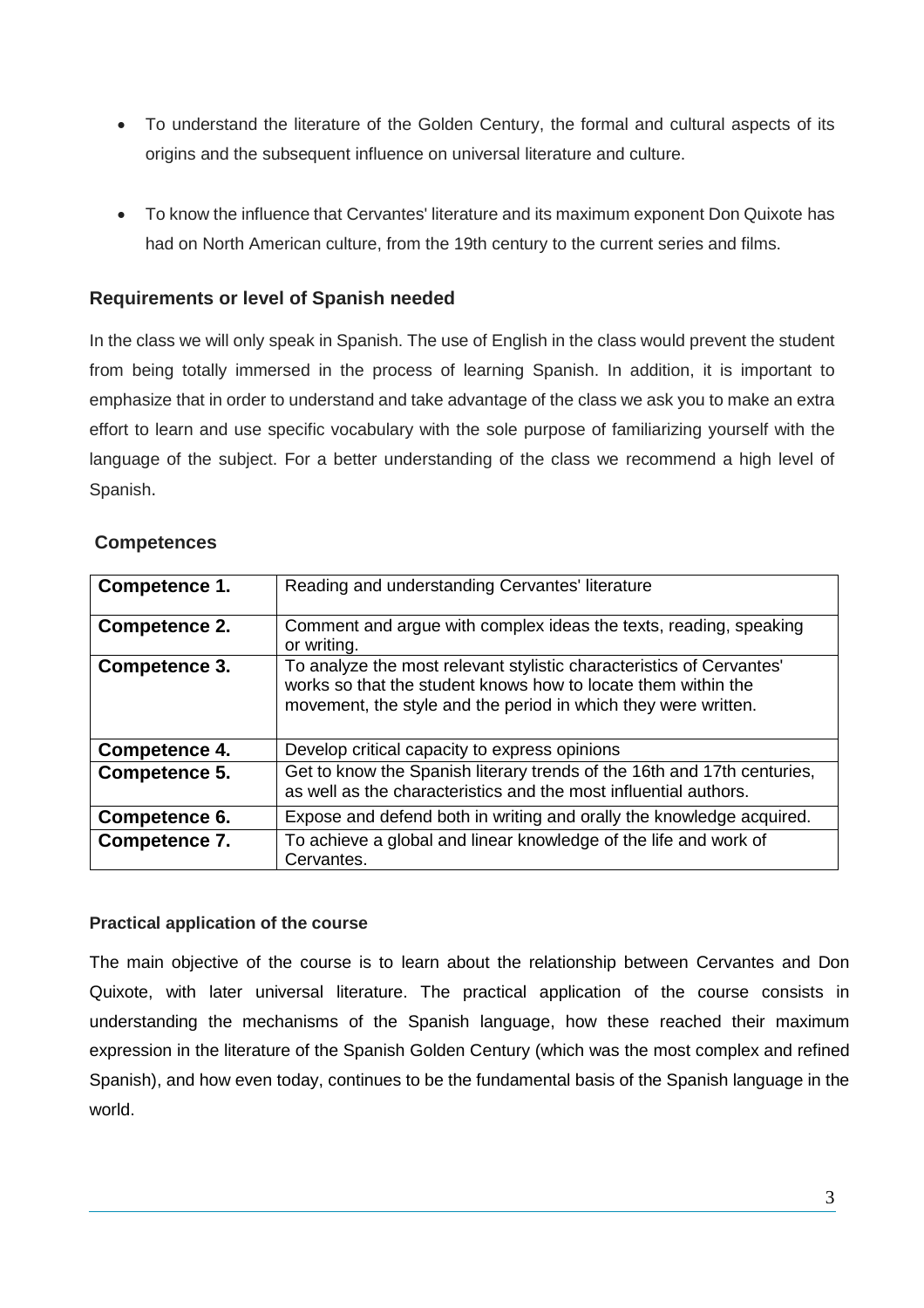- To understand the literature of the Golden Century, the formal and cultural aspects of its origins and the subsequent influence on universal literature and culture.
- To know the influence that Cervantes' literature and its maximum exponent Don Quixote has had on North American culture, from the 19th century to the current series and films.

## Requirements or level of Spanish needed

In the class we will only speak in Spanish. The use of English in the class would prevent the student from being totally immersed in the process of learning Spanish. In addition, it is important to emphasize that in order to understand and take advantage of the class we ask you to make an extra effort to learn and use specific vocabulary with the sole purpose of familiarizing yourself with the language of the subject. For a better understanding of the class we recommend a high level of Spanish.

## Competences

| | |
|---|---|
| **Competence 1.** | Reading and understanding Cervantes' literature |
| **Competence 2.** | Comment and argue with complex ideas the texts, reading, speaking or writing. |
| **Competence 3.** | To analyze the most relevant stylistic characteristics of Cervantes' works so that the student knows how to locate them within the movement, the style and the period in which they were written. |
| **Competence 4.** | Develop critical capacity to express opinions |
| **Competence 5.** | Get to know the Spanish literary trends of the 16th and 17th centuries, as well as the characteristics and the most influential authors. |
| **Competence 6.** | Expose and defend both in writing and orally the knowledge acquired. |
| **Competence 7.** | To achieve a global and linear knowledge of the life and work of Cervantes. |

### Practical application of the course

The main objective of the course is to learn about the relationship between Cervantes and Don Quixote, with later universal literature. The practical application of the course consists in understanding the mechanisms of the Spanish language, how these reached their maximum expression in the literature of the Spanish Golden Century (which was the most complex and refined Spanish), and how even today, continues to be the fundamental basis of the Spanish language in the world.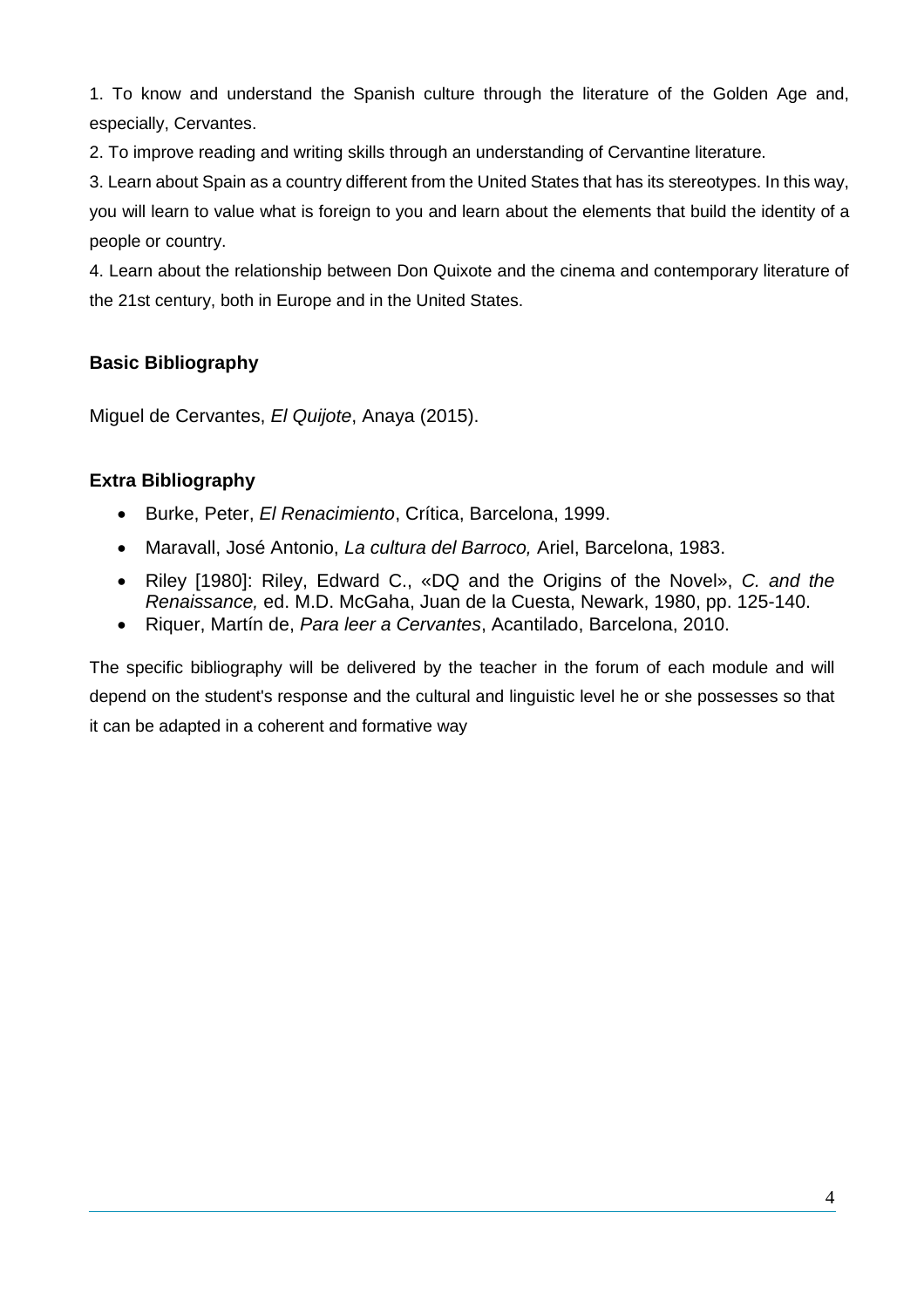1. To know and understand the Spanish culture through the literature of the Golden Age and, especially, Cervantes.

2. To improve reading and writing skills through an understanding of Cervantine literature.

3. Learn about Spain as a country different from the United States that has its stereotypes. In this way, you will learn to value what is foreign to you and learn about the elements that build the identity of a people or country.

4. Learn about the relationship between Don Quixote and the cinema and contemporary literature of the 21st century, both in Europe and in the United States.

### Basic Bibliography

Miguel de Cervantes, *El Quijote*, Anaya (2015).

### Extra Bibliography

- Burke, Peter, *El Renacimiento*, Crítica, Barcelona, 1999.
- Maravall, José Antonio, *La cultura del Barroco,* Ariel, Barcelona, 1983.
- Riley [1980]: Riley, Edward C., «DQ and the Origins of the Novel», *C. and the Renaissance,* ed. M.D. McGaha, Juan de la Cuesta, Newark, 1980, pp. 125-140.
- Riquer, Martín de, *Para leer a Cervantes*, Acantilado, Barcelona, 2010.

The specific bibliography will be delivered by the teacher in the forum of each module and will depend on the student's response and the cultural and linguistic level he or she possesses so that it can be adapted in a coherent and formative way